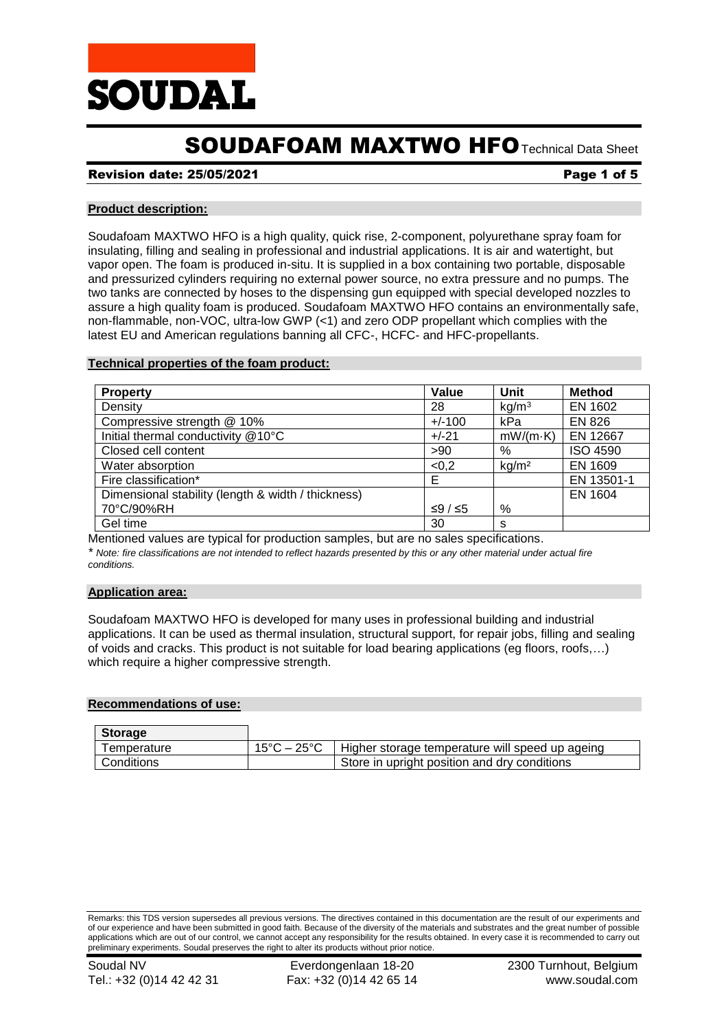# SOUDAFOAM MAXTWO HFO Technical Data Sheet

**Revision date: 25/05/2021**

## Product description:

Soudafoam MAXTWO HFO is a high quality, quick rise, 2-component, polyurethane spray foam for insulating, filling and sealing in professional and industrial applications. It is air and watertight, but vapor open. The foam is produced in-situ. It is supplied in a box containing two portable, disposable and pressurized cylinders requiring no external power source, no extra pressure and no pumps. The two tanks are connected by hoses to the dispensing gun equipped with special developed nozzles to assure a high quality foam is produced. Soudafoam MAXTWO HFO contains an environmentally safe, non-flammable, non-VOC, ultra-low GWP (<1) and zero ODP propellant which complies with the latest EU and American regulations banning all CFC-, HCFC- and HFC-propellants.

## Technical properties of the foam product:

| Property | Value | Unit | Method |
|---|---|---|---|
| Density | 28 | kg/m³ | EN 1602 |
| Compressive strength @ 10% | +/-100 | kPa | EN 826 |
| Initial thermal conductivity @10°C | +/-21 | mW/(m·K) | EN 12667 |
| Closed cell content | >90 | % | ISO 4590 |
| Water absorption | <0,2 | kg/m² | EN 1609 |
| Fire classification* | E | | EN 13501-1 |
| Dimensional stability (length & width / thickness) 70°C/90%RH | ≤9 / ≤5 | % | EN 1604 |
| Gel time | 30 | s | |

Mentioned values are typical for production samples, but are no sales specifications.

* *Note: fire classifications are not intended to reflect hazards presented by this or any other material under actual fire conditions.*

## Application area:

Soudafoam MAXTWO HFO is developed for many uses in professional building and industrial applications. It can be used as thermal insulation, structural support, for repair jobs, filling and sealing of voids and cracks. This product is not suitable for load bearing applications (eg floors, roofs,…) which require a higher compressive strength.

## Recommendations of use:

| Storage | | |
|---|---|---|
| Temperature | 15°C – 25°C | Higher storage temperature will speed up ageing |
| Conditions | | Store in upright position and dry conditions |

Remarks: this TDS version supersedes all previous versions. The directives contained in this documentation are the result of our experiments and of our experience and have been submitted in good faith. Because of the diversity of the materials and substrates and the great number of possible applications which are out of our control, we cannot accept any responsibility for the results obtained. In every case it is recommended to carry out preliminary experiments. Soudal preserves the right to alter its products without prior notice.

Soudal NV | Everdongenlaan 18-20 | 2300 Turnhout, Belgium
Tel.: +32 (0)14 42 42 31 | Fax: +32 (0)14 42 65 14 | www.soudal.com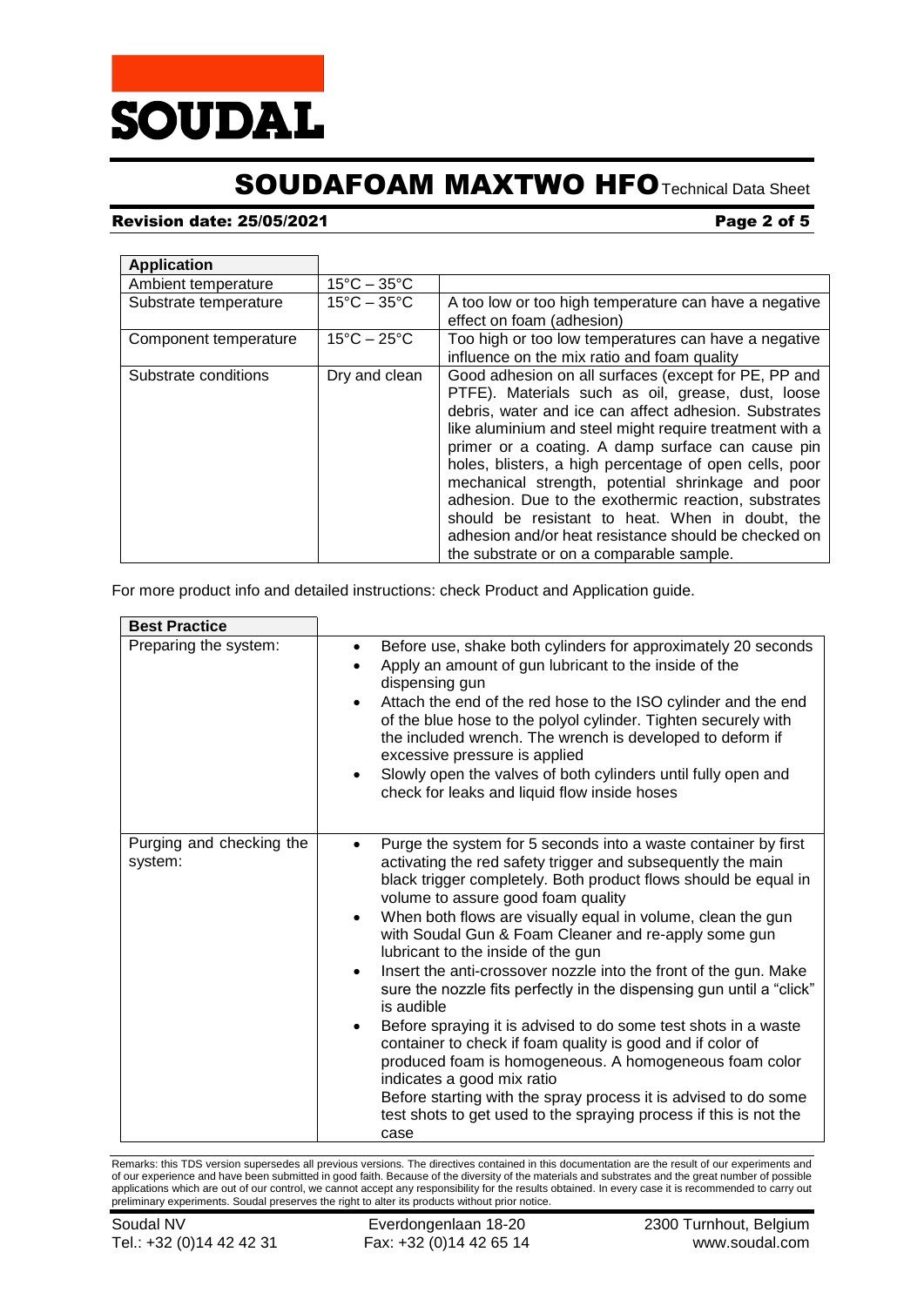| Application | | |
|---|---|---|
| Ambient temperature | 15°C – 35°C | |
| Substrate temperature | 15°C – 35°C | A too low or too high temperature can have a negative effect on foam (adhesion) |
| Component temperature | 15°C – 25°C | Too high or too low temperatures can have a negative influence on the mix ratio and foam quality |
| Substrate conditions | Dry and clean | Good adhesion on all surfaces (except for PE, PP and PTFE). Materials such as oil, grease, dust, loose debris, water and ice can affect adhesion. Substrates like aluminium and steel might require treatment with a primer or a coating. A damp surface can cause pin holes, blisters, a high percentage of open cells, poor mechanical strength, potential shrinkage and poor adhesion. Due to the exothermic reaction, substrates should be resistant to heat. When in doubt, the adhesion and/or heat resistance should be checked on the substrate or on a comparable sample. |

For more product info and detailed instructions: check Product and Application guide.

| Best Practice | |
|---|---|
| Preparing the system: | • Before use, shake both cylinders for approximately 20 seconds<br>• Apply an amount of gun lubricant to the inside of the dispensing gun<br>• Attach the end of the red hose to the ISO cylinder and the end of the blue hose to the polyol cylinder. Tighten securely with the included wrench. The wrench is developed to deform if excessive pressure is applied<br>• Slowly open the valves of both cylinders until fully open and check for leaks and liquid flow inside hoses |
| Purging and checking the system: | • Purge the system for 5 seconds into a waste container by first activating the red safety trigger and subsequently the main black trigger completely. Both product flows should be equal in volume to assure good foam quality<br>• When both flows are visually equal in volume, clean the gun with Soudal Gun & Foam Cleaner and re-apply some gun lubricant to the inside of the gun<br>• Insert the anti-crossover nozzle into the front of the gun. Make sure the nozzle fits perfectly in the dispensing gun until a "click" is audible<br>• Before spraying it is advised to do some test shots in a waste container to check if foam quality is good and if color of produced foam is homogeneous. A homogeneous foam color indicates a good mix ratio<br>Before starting with the spray process it is advised to do some test shots to get used to the spraying process if this is not the case |

Remarks: this TDS version supersedes all previous versions. The directives contained in this documentation are the result of our experiments and of our experience and have been submitted in good faith. Because of the diversity of the materials and substrates and the great number of possible applications which are out of our control, we cannot accept any responsibility for the results obtained. In every case it is recommended to carry out preliminary experiments. Soudal preserves the right to alter its products without prior notice.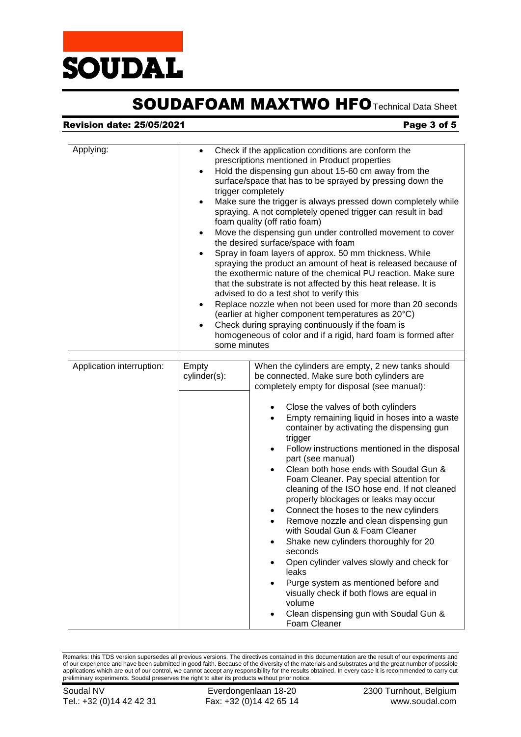| | | |
|---|---|---|
| Applying: | • Check if the application conditions are conform the prescriptions mentioned in Product properties<br>• Hold the dispensing gun about 15-60 cm away from the surface/space that has to be sprayed by pressing down the trigger completely<br>• Make sure the trigger is always pressed down completely while spraying. A not completely opened trigger can result in bad foam quality (off ratio foam)<br>• Move the dispensing gun under controlled movement to cover the desired surface/space with foam<br>• Spray in foam layers of approx. 50 mm thickness. While spraying the product an amount of heat is released because of the exothermic nature of the chemical PU reaction. Make sure that the substrate is not affected by this heat release. It is advised to do a test shot to verify this<br>• Replace nozzle when not been used for more than 20 seconds (earlier at higher component temperatures as 20°C)<br>• Check during spraying continuously if the foam is homogeneous of color and if a rigid, hard foam is formed after some minutes | |
| Application interruption: | Empty cylinder(s): | When the cylinders are empty, 2 new tanks should be connected. Make sure both cylinders are completely empty for disposal (see manual):<br><br>• Close the valves of both cylinders<br>• Empty remaining liquid in hoses into a waste container by activating the dispensing gun trigger<br>• Follow instructions mentioned in the disposal part (see manual)<br>• Clean both hose ends with Soudal Gun & Foam Cleaner. Pay special attention for cleaning of the ISO hose end. If not cleaned properly blockages or leaks may occur<br>• Connect the hoses to the new cylinders<br>• Remove nozzle and clean dispensing gun with Soudal Gun & Foam Cleaner<br>• Shake new cylinders thoroughly for 20 seconds<br>• Open cylinder valves slowly and check for leaks<br>• Purge system as mentioned before and visually check if both flows are equal in volume<br>• Clean dispensing gun with Soudal Gun & Foam Cleaner |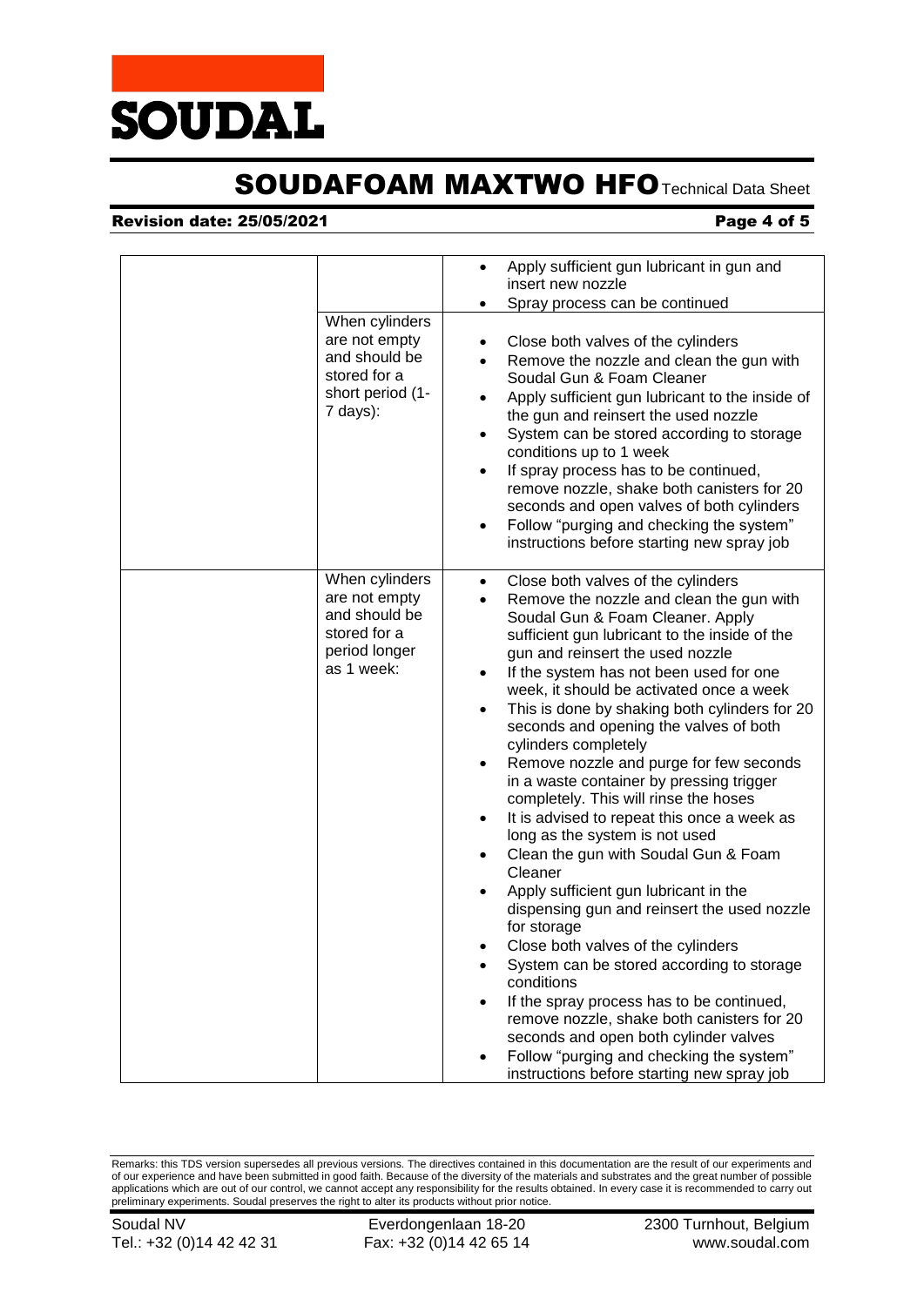| | | |
|---|---|---|
| | | • Apply sufficient gun lubricant in gun and insert new nozzle<br>• Spray process can be continued |
| | When cylinders are not empty and should be stored for a short period (1-7 days): | • Close both valves of the cylinders<br>• Remove the nozzle and clean the gun with Soudal Gun & Foam Cleaner<br>• Apply sufficient gun lubricant to the inside of the gun and reinsert the used nozzle<br>• System can be stored according to storage conditions up to 1 week<br>• If spray process has to be continued, remove nozzle, shake both canisters for 20 seconds and open valves of both cylinders<br>• Follow "purging and checking the system" instructions before starting new spray job |
| | When cylinders are not empty and should be stored for a period longer as 1 week: | • Close both valves of the cylinders<br>• Remove the nozzle and clean the gun with Soudal Gun & Foam Cleaner. Apply sufficient gun lubricant to the inside of the gun and reinsert the used nozzle<br>• If the system has not been used for one week, it should be activated once a week<br>• This is done by shaking both cylinders for 20 seconds and opening the valves of both cylinders completely<br>• Remove nozzle and purge for few seconds in a waste container by pressing trigger completely. This will rinse the hoses<br>• It is advised to repeat this once a week as long as the system is not used<br>• Clean the gun with Soudal Gun & Foam Cleaner<br>• Apply sufficient gun lubricant in the dispensing gun and reinsert the used nozzle for storage<br>• Close both valves of the cylinders<br>• System can be stored according to storage conditions<br>• If the spray process has to be continued, remove nozzle, shake both canisters for 20 seconds and open both cylinder valves<br>• Follow "purging and checking the system" instructions before starting new spray job |

Remarks: this TDS version supersedes all previous versions. The directives contained in this documentation are the result of our experiments and of our experience and have been submitted in good faith. Because of the diversity of the materials and substrates and the great number of possible applications which are out of our control, we cannot accept any responsibility for the results obtained. In every case it is recommended to carry out preliminary experiments. Soudal preserves the right to alter its products without prior notice.

Soudal NV | Everdongenlaan 18-20 | 2300 Turnhout, Belgium
Tel.: +32 (0)14 42 42 31 | Fax: +32 (0)14 42 65 14 | www.soudal.com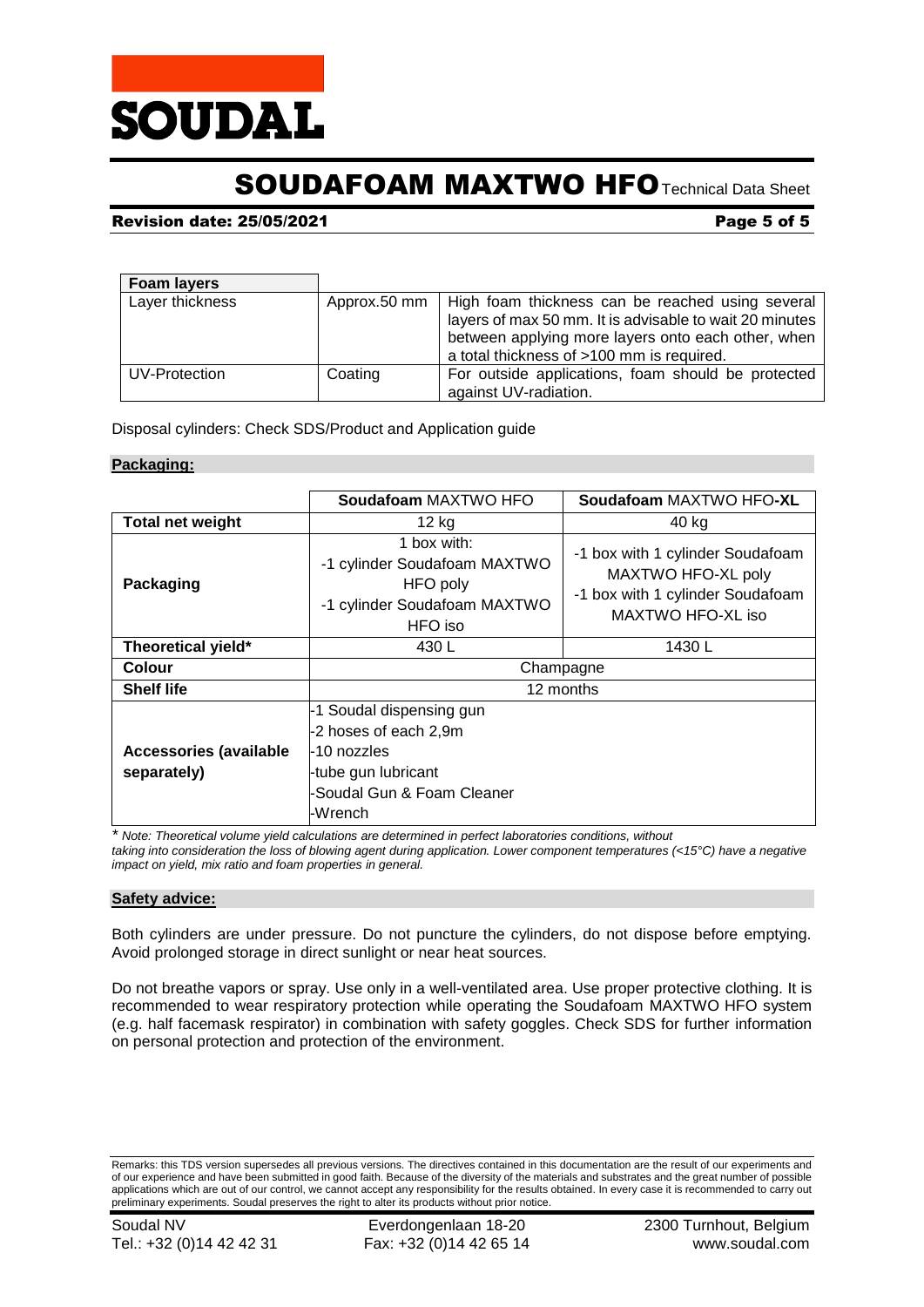| Foam layers | | |
|---|---|---|
| Layer thickness | Approx.50 mm | High foam thickness can be reached using several layers of max 50 mm. It is advisable to wait 20 minutes between applying more layers onto each other, when a total thickness of >100 mm is required. |
| UV-Protection | Coating | For outside applications, foam should be protected against UV-radiation. |

Disposal cylinders: Check SDS/Product and Application guide

**Packaging:**

| | **Soudafoam** MAXTWO HFO | **Soudafoam** MAXTWO HFO**-XL** |
|---|---|---|
| **Total net weight** | 12 kg | 40 kg |
| **Packaging** | 1 box with:<br>-1 cylinder Soudafoam MAXTWO HFO poly<br>-1 cylinder Soudafoam MAXTWO HFO iso | -1 box with 1 cylinder Soudafoam MAXTWO HFO-XL poly<br>-1 box with 1 cylinder Soudafoam MAXTWO HFO-XL iso |
| **Theoretical yield*** | 430 L | 1430 L |
| **Colour** | Champagne | |
| **Shelf life** | 12 months | |
| **Accessories (available separately)** | -1 Soudal dispensing gun<br>-2 hoses of each 2,9m<br>-10 nozzles<br>-tube gun lubricant<br>-Soudal Gun & Foam Cleaner<br>-Wrench | |

* *Note: Theoretical volume yield calculations are determined in perfect laboratories conditions, without taking into consideration the loss of blowing agent during application. Lower component temperatures (<15°C) have a negative impact on yield, mix ratio and foam properties in general.*

**Safety advice:**

Both cylinders are under pressure. Do not puncture the cylinders, do not dispose before emptying. Avoid prolonged storage in direct sunlight or near heat sources.

Do not breathe vapors or spray. Use only in a well-ventilated area. Use proper protective clothing. It is recommended to wear respiratory protection while operating the Soudafoam MAXTWO HFO system (e.g. half facemask respirator) in combination with safety goggles. Check SDS for further information on personal protection and protection of the environment.

Remarks: this TDS version supersedes all previous versions. The directives contained in this documentation are the result of our experiments and of our experience and have been submitted in good faith. Because of the diversity of the materials and substrates and the great number of possible applications which are out of our control, we cannot accept any responsibility for the results obtained. In every case it is recommended to carry out preliminary experiments. Soudal preserves the right to alter its products without prior notice.

Soudal NV
Tel.: +32 (0)14 42 42 31

Everdongenlaan 18-20
Fax: +32 (0)14 42 65 14

2300 Turnhout, Belgium
www.soudal.com